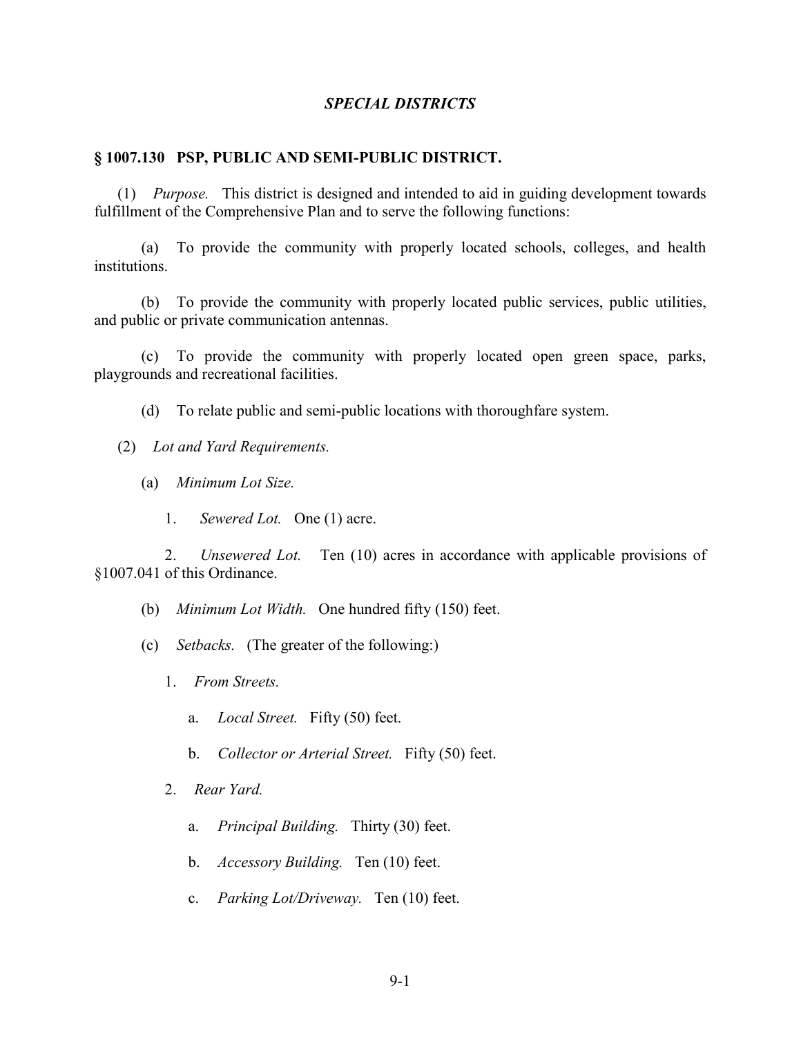*SPECIAL DISTRICTS*

## § 1007.130 PSP, PUBLIC AND SEMI-PUBLIC DISTRICT.

(1) *Purpose.* This district is designed and intended to aid in guiding development towards fulfillment of the Comprehensive Plan and to serve the following functions:

(a) To provide the community with properly located schools, colleges, and health institutions.

(b) To provide the community with properly located public services, public utilities, and public or private communication antennas.

(c) To provide the community with properly located open green space, parks, playgrounds and recreational facilities.

(d) To relate public and semi-public locations with thoroughfare system.

(2) *Lot and Yard Requirements.*

(a) *Minimum Lot Size.*

1. *Sewered Lot.* One (1) acre.

2. *Unsewered Lot.* Ten (10) acres in accordance with applicable provisions of §1007.041 of this Ordinance.

(b) *Minimum Lot Width.* One hundred fifty (150) feet.

(c) *Setbacks.* (The greater of the following:)

1. *From Streets.*

a. *Local Street.* Fifty (50) feet.

b. *Collector or Arterial Street.* Fifty (50) feet.

2. *Rear Yard.*

a. *Principal Building.* Thirty (30) feet.

b. *Accessory Building.* Ten (10) feet.

c. *Parking Lot/Driveway.* Ten (10) feet.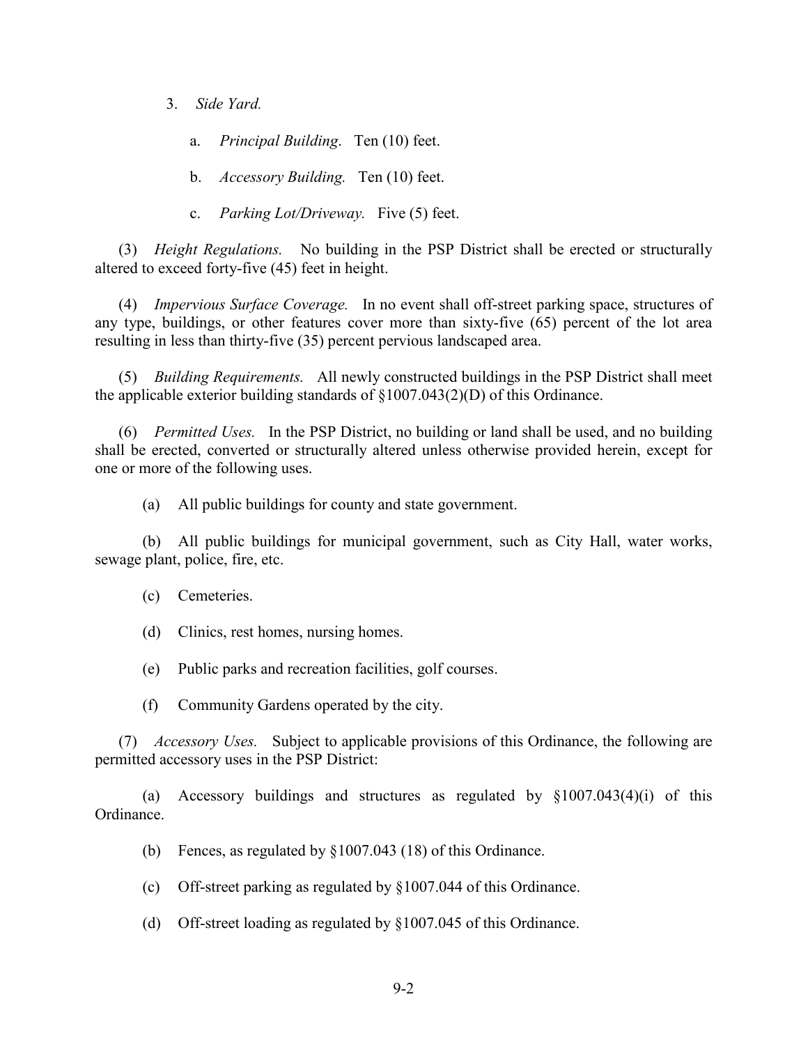3. *Side Yard.*

   a. *Principal Building*. Ten (10) feet.

   b. *Accessory Building.* Ten (10) feet.

   c. *Parking Lot/Driveway.* Five (5) feet.

(3) *Height Regulations.* No building in the PSP District shall be erected or structurally altered to exceed forty-five (45) feet in height.

(4) *Impervious Surface Coverage.* In no event shall off-street parking space, structures of any type, buildings, or other features cover more than sixty-five (65) percent of the lot area resulting in less than thirty-five (35) percent pervious landscaped area.

(5) *Building Requirements.* All newly constructed buildings in the PSP District shall meet the applicable exterior building standards of §1007.043(2)(D) of this Ordinance.

(6) *Permitted Uses.* In the PSP District, no building or land shall be used, and no building shall be erected, converted or structurally altered unless otherwise provided herein, except for one or more of the following uses.

(a) All public buildings for county and state government.

(b) All public buildings for municipal government, such as City Hall, water works, sewage plant, police, fire, etc.

(c) Cemeteries.

(d) Clinics, rest homes, nursing homes.

(e) Public parks and recreation facilities, golf courses.

(f) Community Gardens operated by the city.

(7) *Accessory Uses.* Subject to applicable provisions of this Ordinance, the following are permitted accessory uses in the PSP District:

(a) Accessory buildings and structures as regulated by §1007.043(4)(i) of this Ordinance.

(b) Fences, as regulated by §1007.043 (18) of this Ordinance.

(c) Off-street parking as regulated by §1007.044 of this Ordinance.

(d) Off-street loading as regulated by §1007.045 of this Ordinance.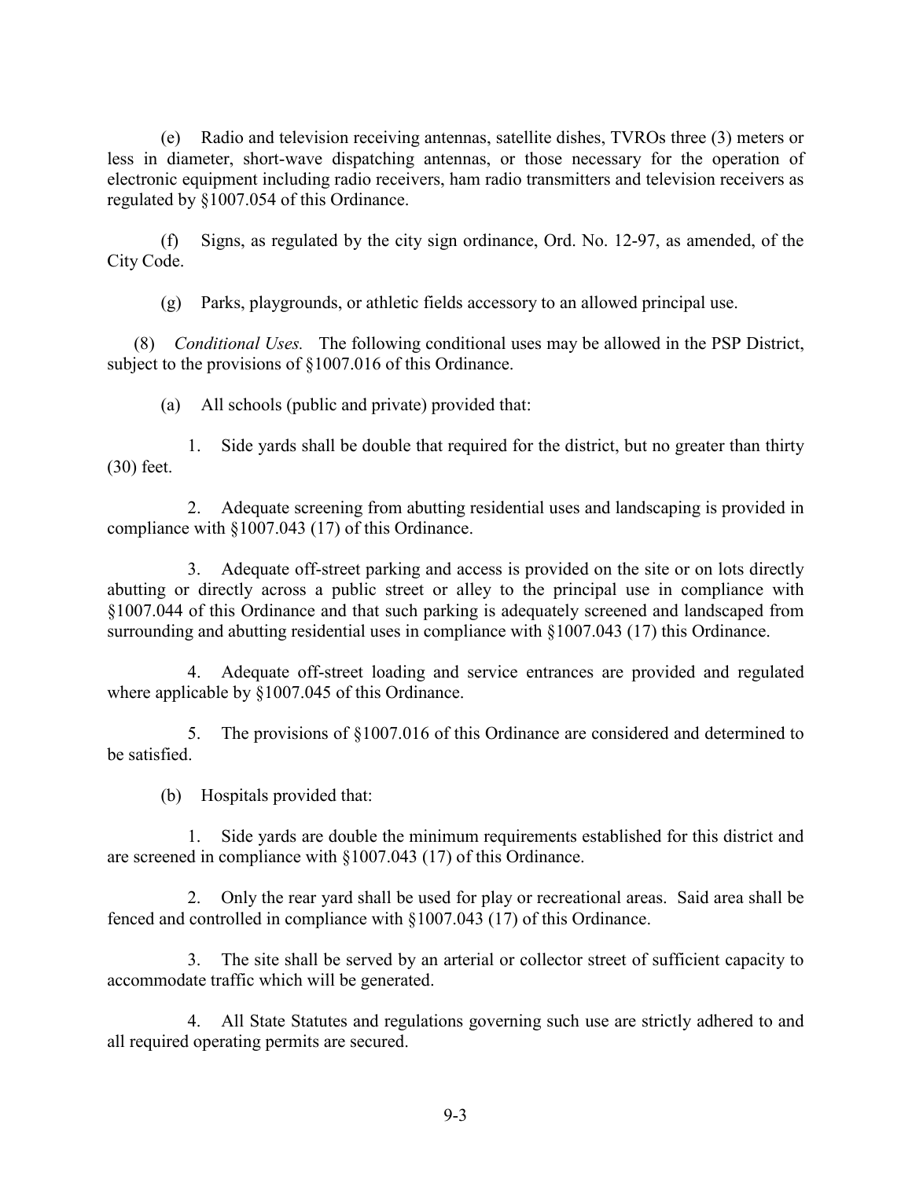(e) Radio and television receiving antennas, satellite dishes, TVROs three (3) meters or less in diameter, short-wave dispatching antennas, or those necessary for the operation of electronic equipment including radio receivers, ham radio transmitters and television receivers as regulated by §1007.054 of this Ordinance.

(f) Signs, as regulated by the city sign ordinance, Ord. No. 12-97, as amended, of the City Code.

(g) Parks, playgrounds, or athletic fields accessory to an allowed principal use.

(8) *Conditional Uses.* The following conditional uses may be allowed in the PSP District, subject to the provisions of §1007.016 of this Ordinance.

(a) All schools (public and private) provided that:

1. Side yards shall be double that required for the district, but no greater than thirty (30) feet.

2. Adequate screening from abutting residential uses and landscaping is provided in compliance with §1007.043 (17) of this Ordinance.

3. Adequate off-street parking and access is provided on the site or on lots directly abutting or directly across a public street or alley to the principal use in compliance with §1007.044 of this Ordinance and that such parking is adequately screened and landscaped from surrounding and abutting residential uses in compliance with §1007.043 (17) this Ordinance.

4. Adequate off-street loading and service entrances are provided and regulated where applicable by §1007.045 of this Ordinance.

5. The provisions of §1007.016 of this Ordinance are considered and determined to be satisfied.

(b) Hospitals provided that:

1. Side yards are double the minimum requirements established for this district and are screened in compliance with §1007.043 (17) of this Ordinance.

2. Only the rear yard shall be used for play or recreational areas. Said area shall be fenced and controlled in compliance with §1007.043 (17) of this Ordinance.

3. The site shall be served by an arterial or collector street of sufficient capacity to accommodate traffic which will be generated.

4. All State Statutes and regulations governing such use are strictly adhered to and all required operating permits are secured.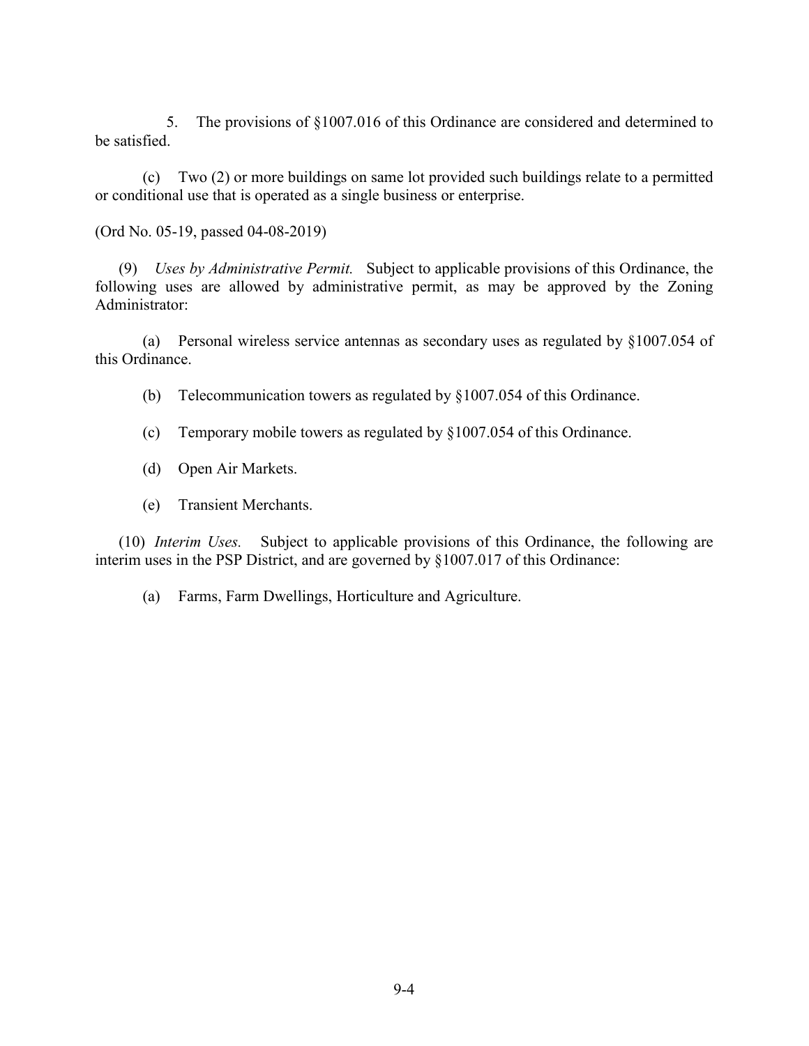5. The provisions of §1007.016 of this Ordinance are considered and determined to be satisfied.

(c) Two (2) or more buildings on same lot provided such buildings relate to a permitted or conditional use that is operated as a single business or enterprise.

(Ord No. 05-19, passed 04-08-2019)

(9) *Uses by Administrative Permit.* Subject to applicable provisions of this Ordinance, the following uses are allowed by administrative permit, as may be approved by the Zoning Administrator:

(a) Personal wireless service antennas as secondary uses as regulated by §1007.054 of this Ordinance.

(b) Telecommunication towers as regulated by §1007.054 of this Ordinance.

(c) Temporary mobile towers as regulated by §1007.054 of this Ordinance.

(d) Open Air Markets.

(e) Transient Merchants.

(10) *Interim Uses.* Subject to applicable provisions of this Ordinance, the following are interim uses in the PSP District, and are governed by §1007.017 of this Ordinance:

(a) Farms, Farm Dwellings, Horticulture and Agriculture.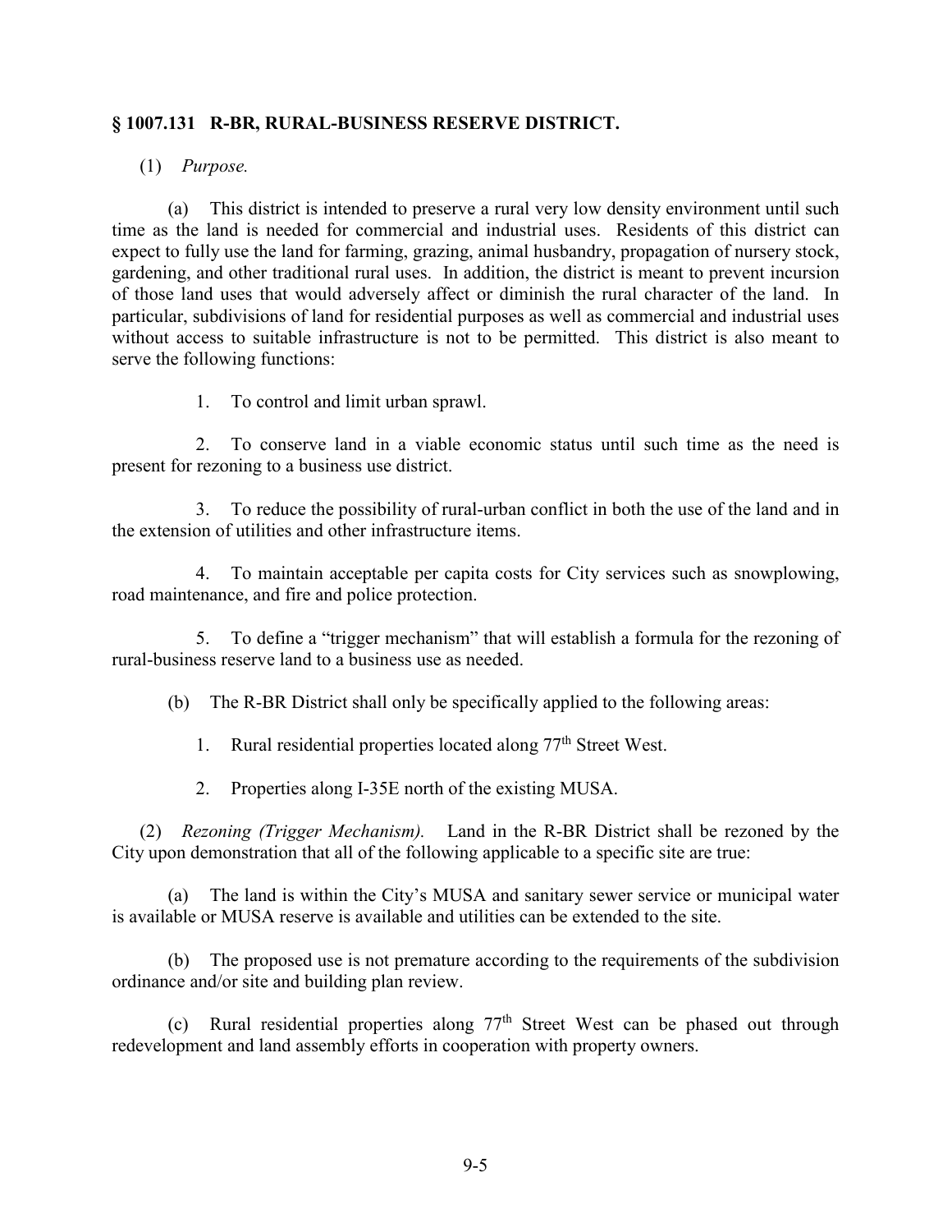## § 1007.131 R-BR, RURAL-BUSINESS RESERVE DISTRICT.

(1) *Purpose.*

(a) This district is intended to preserve a rural very low density environment until such time as the land is needed for commercial and industrial uses. Residents of this district can expect to fully use the land for farming, grazing, animal husbandry, propagation of nursery stock, gardening, and other traditional rural uses. In addition, the district is meant to prevent incursion of those land uses that would adversely affect or diminish the rural character of the land. In particular, subdivisions of land for residential purposes as well as commercial and industrial uses without access to suitable infrastructure is not to be permitted. This district is also meant to serve the following functions:

1. To control and limit urban sprawl.

2. To conserve land in a viable economic status until such time as the need is present for rezoning to a business use district.

3. To reduce the possibility of rural-urban conflict in both the use of the land and in the extension of utilities and other infrastructure items.

4. To maintain acceptable per capita costs for City services such as snowplowing, road maintenance, and fire and police protection.

5. To define a "trigger mechanism" that will establish a formula for the rezoning of rural-business reserve land to a business use as needed.

(b) The R-BR District shall only be specifically applied to the following areas:

1. Rural residential properties located along 77th Street West.

2. Properties along I-35E north of the existing MUSA.

(2) *Rezoning (Trigger Mechanism).* Land in the R-BR District shall be rezoned by the City upon demonstration that all of the following applicable to a specific site are true:

(a) The land is within the City's MUSA and sanitary sewer service or municipal water is available or MUSA reserve is available and utilities can be extended to the site.

(b) The proposed use is not premature according to the requirements of the subdivision ordinance and/or site and building plan review.

(c) Rural residential properties along 77th Street West can be phased out through redevelopment and land assembly efforts in cooperation with property owners.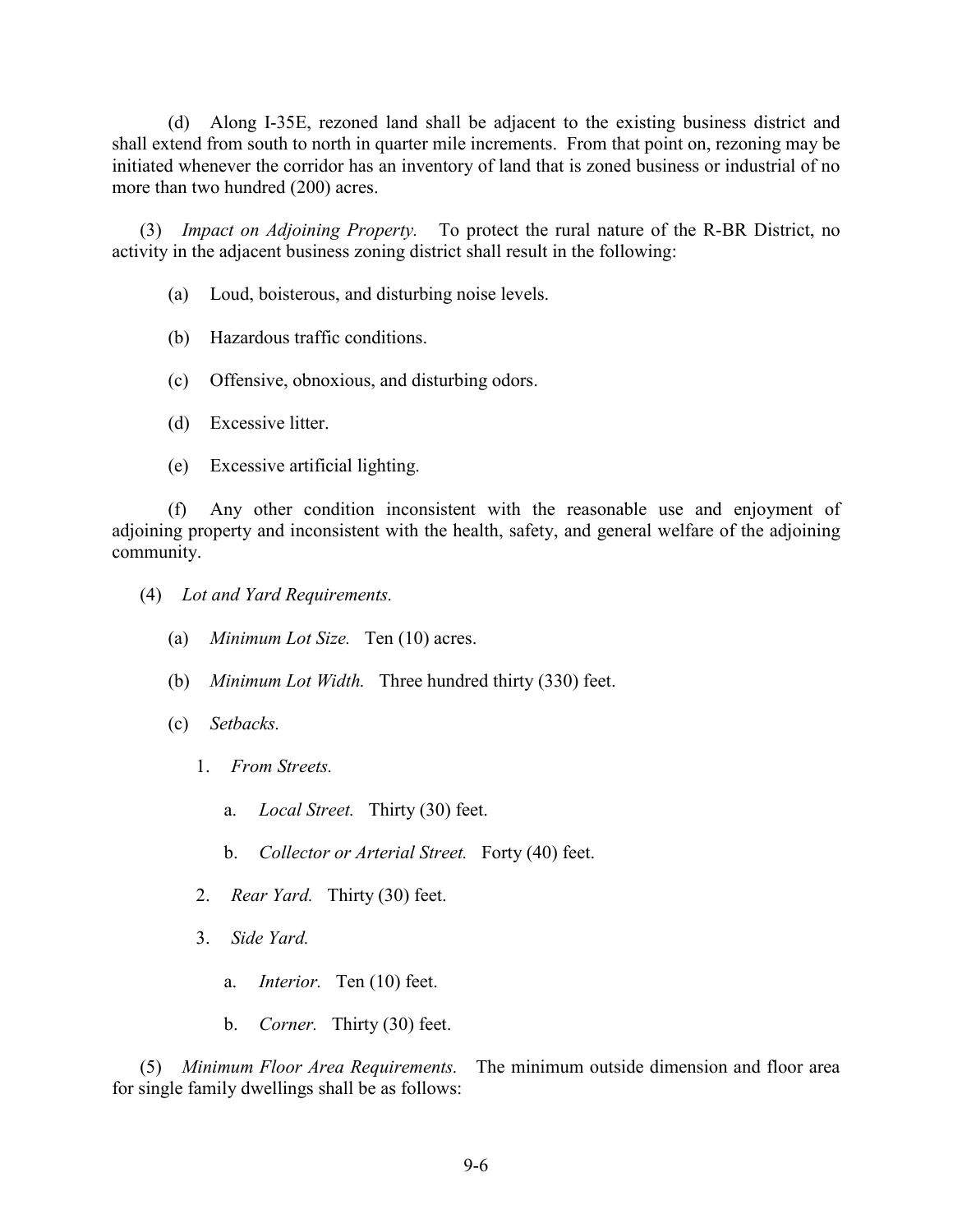(d) Along I-35E, rezoned land shall be adjacent to the existing business district and shall extend from south to north in quarter mile increments. From that point on, rezoning may be initiated whenever the corridor has an inventory of land that is zoned business or industrial of no more than two hundred (200) acres.

(3) *Impact on Adjoining Property.* To protect the rural nature of the R-BR District, no activity in the adjacent business zoning district shall result in the following:

(a) Loud, boisterous, and disturbing noise levels.

(b) Hazardous traffic conditions.

(c) Offensive, obnoxious, and disturbing odors.

(d) Excessive litter.

(e) Excessive artificial lighting.

(f) Any other condition inconsistent with the reasonable use and enjoyment of adjoining property and inconsistent with the health, safety, and general welfare of the adjoining community.

(4) *Lot and Yard Requirements.*

(a) *Minimum Lot Size.* Ten (10) acres.

(b) *Minimum Lot Width.* Three hundred thirty (330) feet.

(c) *Setbacks.*

1. *From Streets.*

a. *Local Street.* Thirty (30) feet.

b. *Collector or Arterial Street.* Forty (40) feet.

2. *Rear Yard.* Thirty (30) feet.

3. *Side Yard.*

a. *Interior.* Ten (10) feet.

b. *Corner.* Thirty (30) feet.

(5) *Minimum Floor Area Requirements.* The minimum outside dimension and floor area for single family dwellings shall be as follows: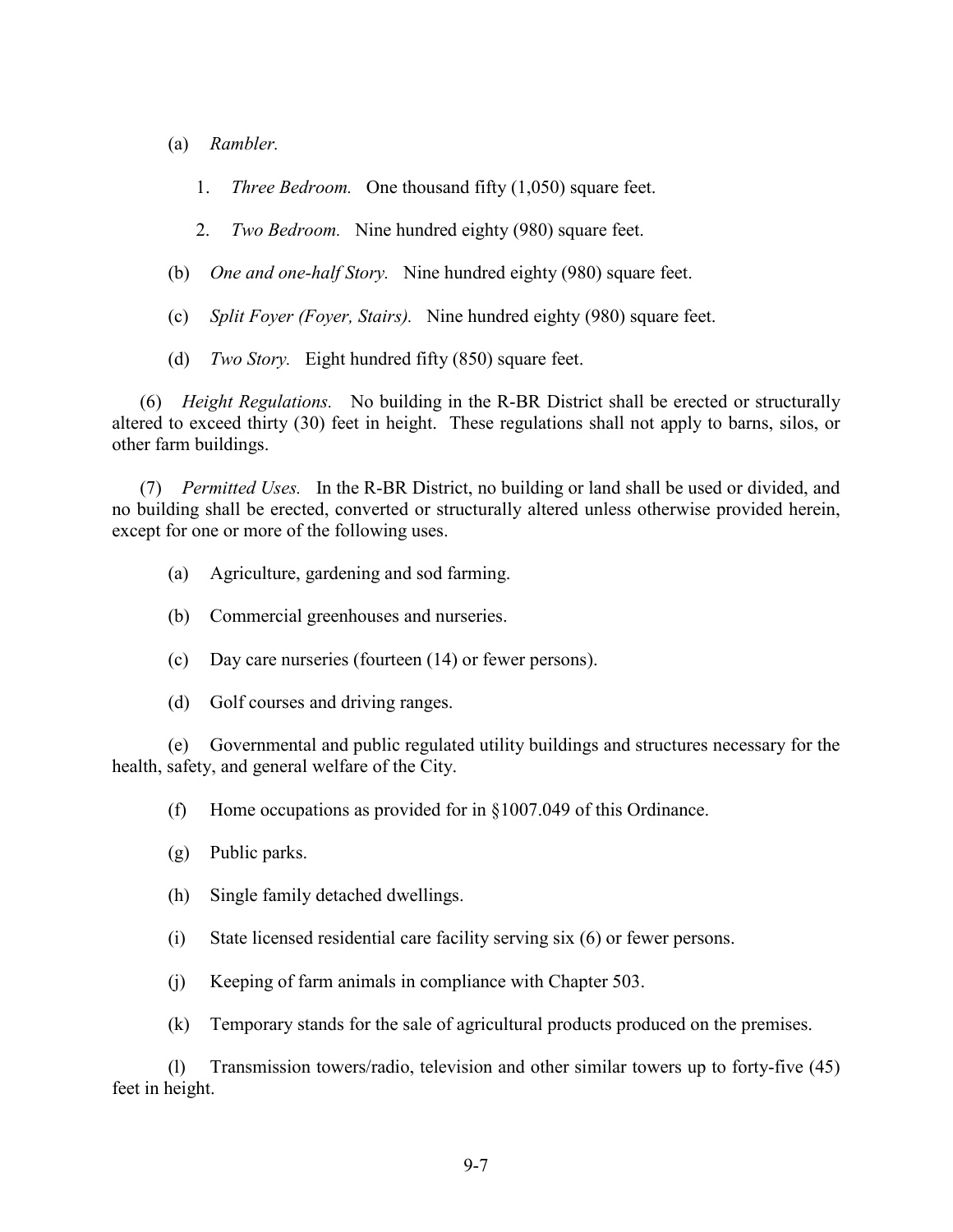(a) *Rambler.*

1. *Three Bedroom.* One thousand fifty (1,050) square feet.

2. *Two Bedroom.* Nine hundred eighty (980) square feet.

(b) *One and one-half Story.* Nine hundred eighty (980) square feet.

(c) *Split Foyer (Foyer, Stairs).* Nine hundred eighty (980) square feet.

(d) *Two Story.* Eight hundred fifty (850) square feet.

(6) *Height Regulations.* No building in the R-BR District shall be erected or structurally altered to exceed thirty (30) feet in height. These regulations shall not apply to barns, silos, or other farm buildings.

(7) *Permitted Uses.* In the R-BR District, no building or land shall be used or divided, and no building shall be erected, converted or structurally altered unless otherwise provided herein, except for one or more of the following uses.

(a) Agriculture, gardening and sod farming.

(b) Commercial greenhouses and nurseries.

(c) Day care nurseries (fourteen (14) or fewer persons).

(d) Golf courses and driving ranges.

(e) Governmental and public regulated utility buildings and structures necessary for the health, safety, and general welfare of the City.

(f) Home occupations as provided for in §1007.049 of this Ordinance.

(g) Public parks.

(h) Single family detached dwellings.

(i) State licensed residential care facility serving six (6) or fewer persons.

(j) Keeping of farm animals in compliance with Chapter 503.

(k) Temporary stands for the sale of agricultural products produced on the premises.

(l) Transmission towers/radio, television and other similar towers up to forty-five (45) feet in height.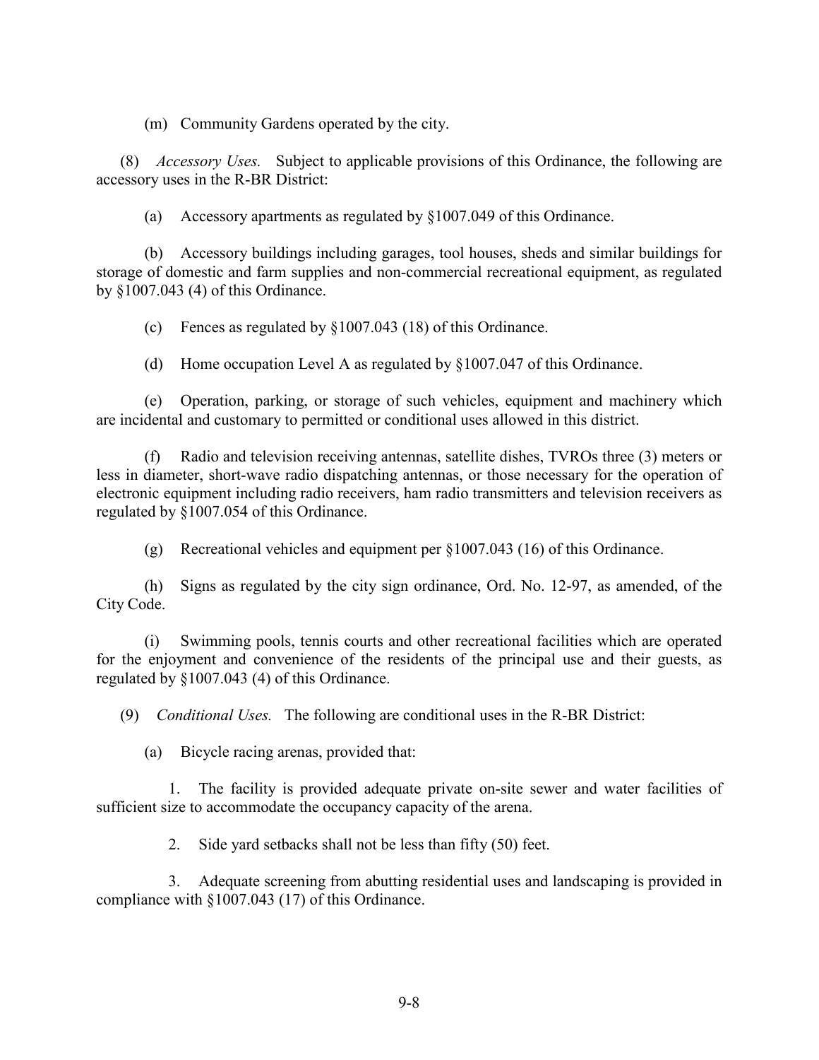(m) Community Gardens operated by the city.

(8) *Accessory Uses.* Subject to applicable provisions of this Ordinance, the following are accessory uses in the R-BR District:

(a) Accessory apartments as regulated by §1007.049 of this Ordinance.

(b) Accessory buildings including garages, tool houses, sheds and similar buildings for storage of domestic and farm supplies and non-commercial recreational equipment, as regulated by §1007.043 (4) of this Ordinance.

(c) Fences as regulated by §1007.043 (18) of this Ordinance.

(d) Home occupation Level A as regulated by §1007.047 of this Ordinance.

(e) Operation, parking, or storage of such vehicles, equipment and machinery which are incidental and customary to permitted or conditional uses allowed in this district.

(f) Radio and television receiving antennas, satellite dishes, TVROs three (3) meters or less in diameter, short-wave radio dispatching antennas, or those necessary for the operation of electronic equipment including radio receivers, ham radio transmitters and television receivers as regulated by §1007.054 of this Ordinance.

(g) Recreational vehicles and equipment per §1007.043 (16) of this Ordinance.

(h) Signs as regulated by the city sign ordinance, Ord. No. 12-97, as amended, of the City Code.

(i) Swimming pools, tennis courts and other recreational facilities which are operated for the enjoyment and convenience of the residents of the principal use and their guests, as regulated by §1007.043 (4) of this Ordinance.

(9) *Conditional Uses.* The following are conditional uses in the R-BR District:

(a) Bicycle racing arenas, provided that:

1. The facility is provided adequate private on-site sewer and water facilities of sufficient size to accommodate the occupancy capacity of the arena.

2. Side yard setbacks shall not be less than fifty (50) feet.

3. Adequate screening from abutting residential uses and landscaping is provided in compliance with §1007.043 (17) of this Ordinance.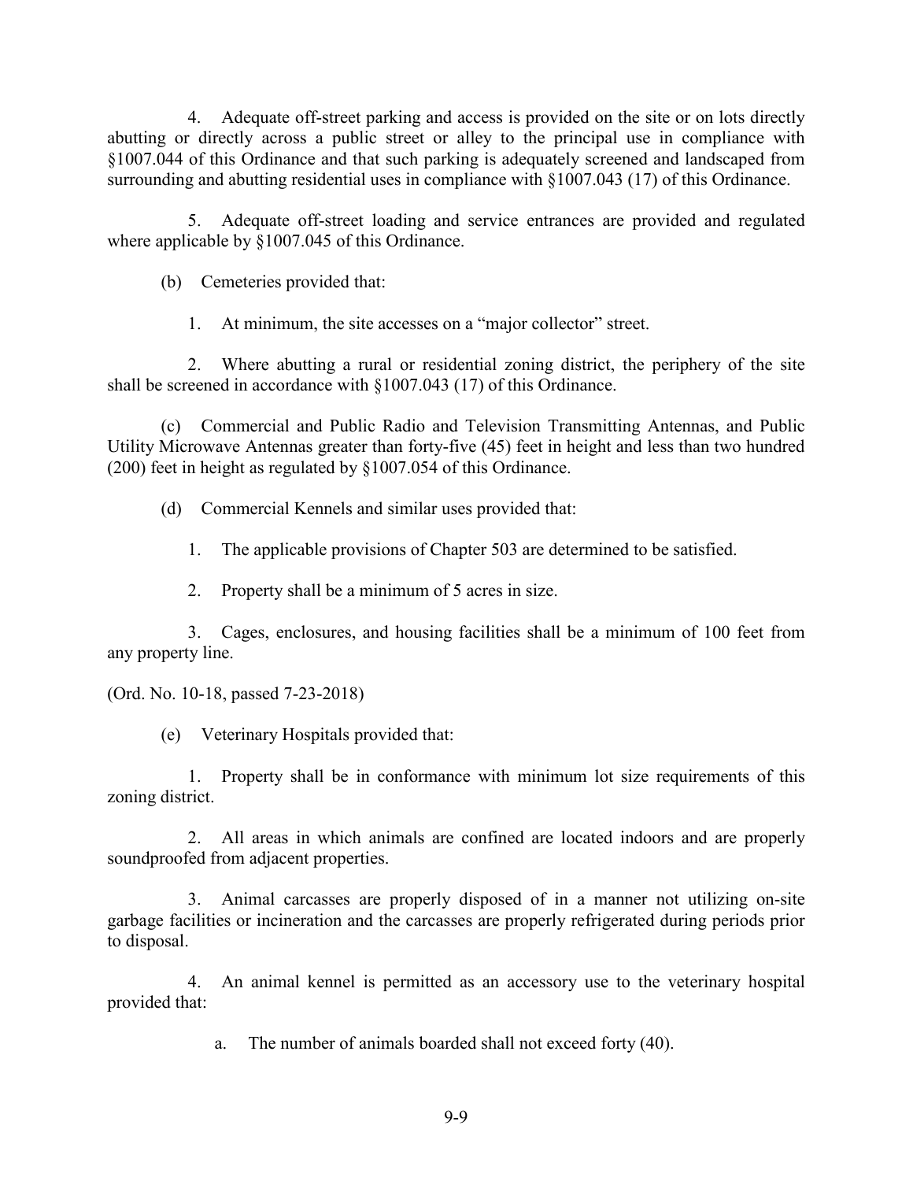4. Adequate off-street parking and access is provided on the site or on lots directly abutting or directly across a public street or alley to the principal use in compliance with §1007.044 of this Ordinance and that such parking is adequately screened and landscaped from surrounding and abutting residential uses in compliance with §1007.043 (17) of this Ordinance.

5. Adequate off-street loading and service entrances are provided and regulated where applicable by §1007.045 of this Ordinance.

(b) Cemeteries provided that:

1. At minimum, the site accesses on a "major collector" street.

2. Where abutting a rural or residential zoning district, the periphery of the site shall be screened in accordance with §1007.043 (17) of this Ordinance.

(c) Commercial and Public Radio and Television Transmitting Antennas, and Public Utility Microwave Antennas greater than forty-five (45) feet in height and less than two hundred (200) feet in height as regulated by §1007.054 of this Ordinance.

(d) Commercial Kennels and similar uses provided that:

1. The applicable provisions of Chapter 503 are determined to be satisfied.

2. Property shall be a minimum of 5 acres in size.

3. Cages, enclosures, and housing facilities shall be a minimum of 100 feet from any property line.

(Ord. No. 10-18, passed 7-23-2018)

(e) Veterinary Hospitals provided that:

1. Property shall be in conformance with minimum lot size requirements of this zoning district.

2. All areas in which animals are confined are located indoors and are properly soundproofed from adjacent properties.

3. Animal carcasses are properly disposed of in a manner not utilizing on-site garbage facilities or incineration and the carcasses are properly refrigerated during periods prior to disposal.

4. An animal kennel is permitted as an accessory use to the veterinary hospital provided that:

a. The number of animals boarded shall not exceed forty (40).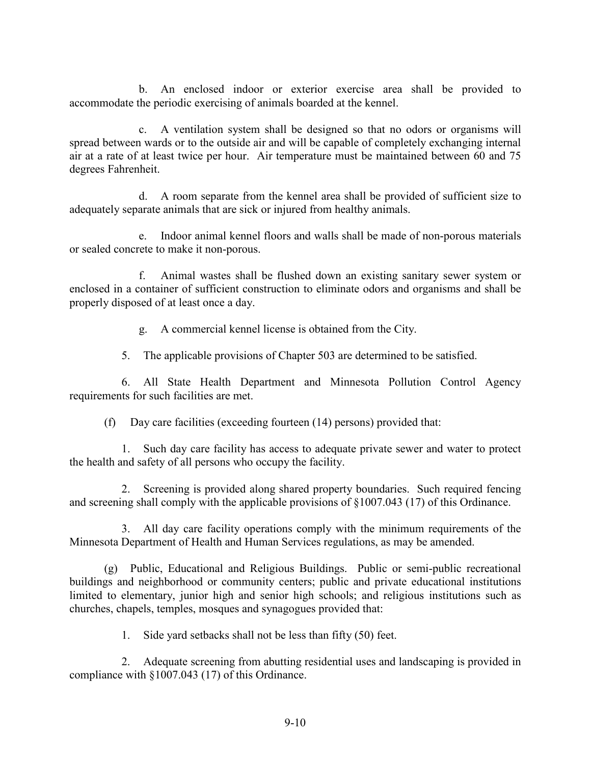b. An enclosed indoor or exterior exercise area shall be provided to accommodate the periodic exercising of animals boarded at the kennel.

c. A ventilation system shall be designed so that no odors or organisms will spread between wards or to the outside air and will be capable of completely exchanging internal air at a rate of at least twice per hour. Air temperature must be maintained between 60 and 75 degrees Fahrenheit.

d. A room separate from the kennel area shall be provided of sufficient size to adequately separate animals that are sick or injured from healthy animals.

e. Indoor animal kennel floors and walls shall be made of non-porous materials or sealed concrete to make it non-porous.

f. Animal wastes shall be flushed down an existing sanitary sewer system or enclosed in a container of sufficient construction to eliminate odors and organisms and shall be properly disposed of at least once a day.

g. A commercial kennel license is obtained from the City.

5. The applicable provisions of Chapter 503 are determined to be satisfied.

6. All State Health Department and Minnesota Pollution Control Agency requirements for such facilities are met.

(f) Day care facilities (exceeding fourteen (14) persons) provided that:

1. Such day care facility has access to adequate private sewer and water to protect the health and safety of all persons who occupy the facility.

2. Screening is provided along shared property boundaries. Such required fencing and screening shall comply with the applicable provisions of §1007.043 (17) of this Ordinance.

3. All day care facility operations comply with the minimum requirements of the Minnesota Department of Health and Human Services regulations, as may be amended.

(g) Public, Educational and Religious Buildings. Public or semi-public recreational buildings and neighborhood or community centers; public and private educational institutions limited to elementary, junior high and senior high schools; and religious institutions such as churches, chapels, temples, mosques and synagogues provided that:

1. Side yard setbacks shall not be less than fifty (50) feet.

2. Adequate screening from abutting residential uses and landscaping is provided in compliance with §1007.043 (17) of this Ordinance.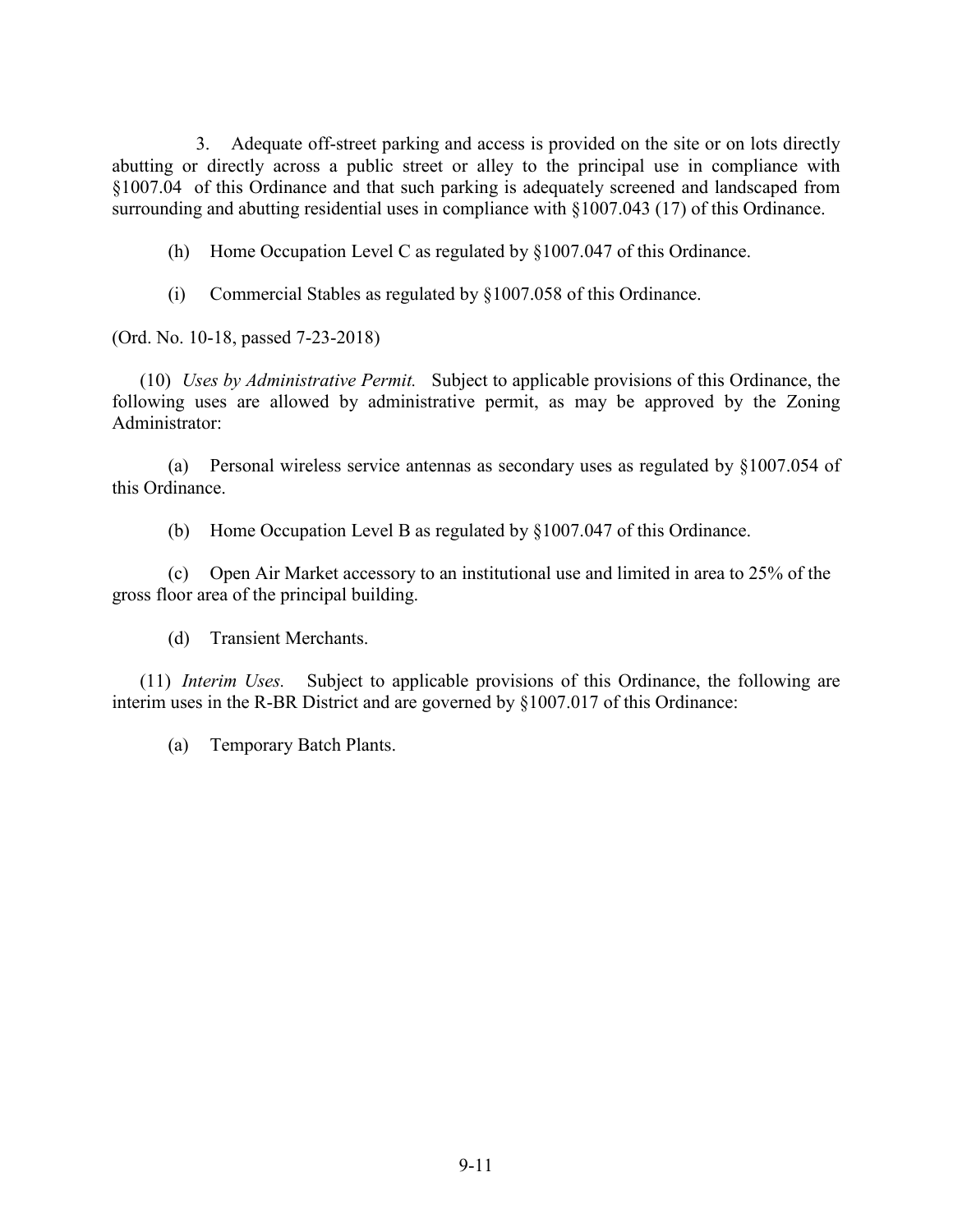3. Adequate off-street parking and access is provided on the site or on lots directly abutting or directly across a public street or alley to the principal use in compliance with §1007.04 of this Ordinance and that such parking is adequately screened and landscaped from surrounding and abutting residential uses in compliance with §1007.043 (17) of this Ordinance.

(h) Home Occupation Level C as regulated by §1007.047 of this Ordinance.

(i) Commercial Stables as regulated by §1007.058 of this Ordinance.

(Ord. No. 10-18, passed 7-23-2018)

(10) *Uses by Administrative Permit.* Subject to applicable provisions of this Ordinance, the following uses are allowed by administrative permit, as may be approved by the Zoning Administrator:

(a) Personal wireless service antennas as secondary uses as regulated by §1007.054 of this Ordinance.

(b) Home Occupation Level B as regulated by §1007.047 of this Ordinance.

(c) Open Air Market accessory to an institutional use and limited in area to 25% of the gross floor area of the principal building.

(d) Transient Merchants.

(11) *Interim Uses.* Subject to applicable provisions of this Ordinance, the following are interim uses in the R-BR District and are governed by §1007.017 of this Ordinance:

(a) Temporary Batch Plants.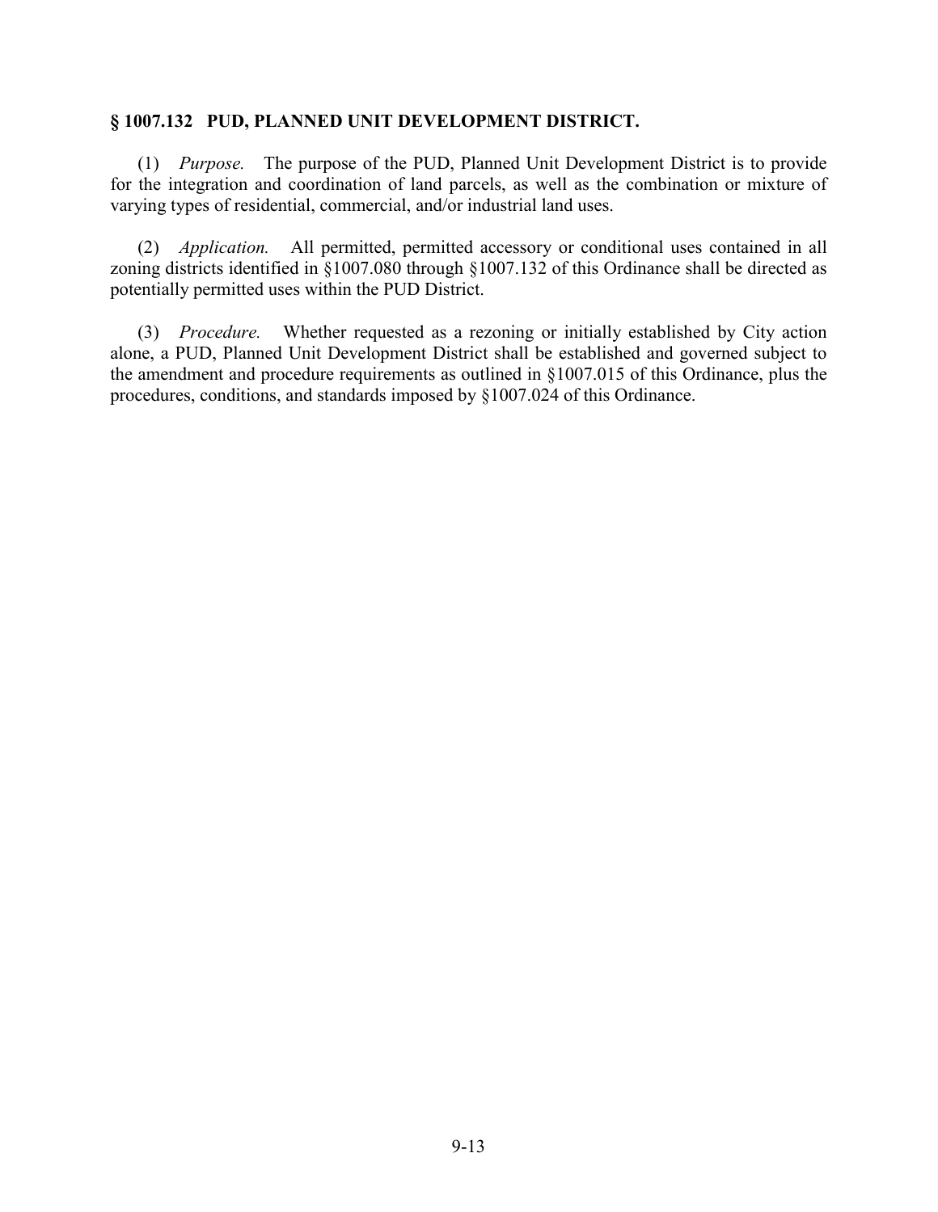## § 1007.132 PUD, PLANNED UNIT DEVELOPMENT DISTRICT.

(1) *Purpose.* The purpose of the PUD, Planned Unit Development District is to provide for the integration and coordination of land parcels, as well as the combination or mixture of varying types of residential, commercial, and/or industrial land uses.

(2) *Application.* All permitted, permitted accessory or conditional uses contained in all zoning districts identified in §1007.080 through §1007.132 of this Ordinance shall be directed as potentially permitted uses within the PUD District.

(3) *Procedure.* Whether requested as a rezoning or initially established by City action alone, a PUD, Planned Unit Development District shall be established and governed subject to the amendment and procedure requirements as outlined in §1007.015 of this Ordinance, plus the procedures, conditions, and standards imposed by §1007.024 of this Ordinance.